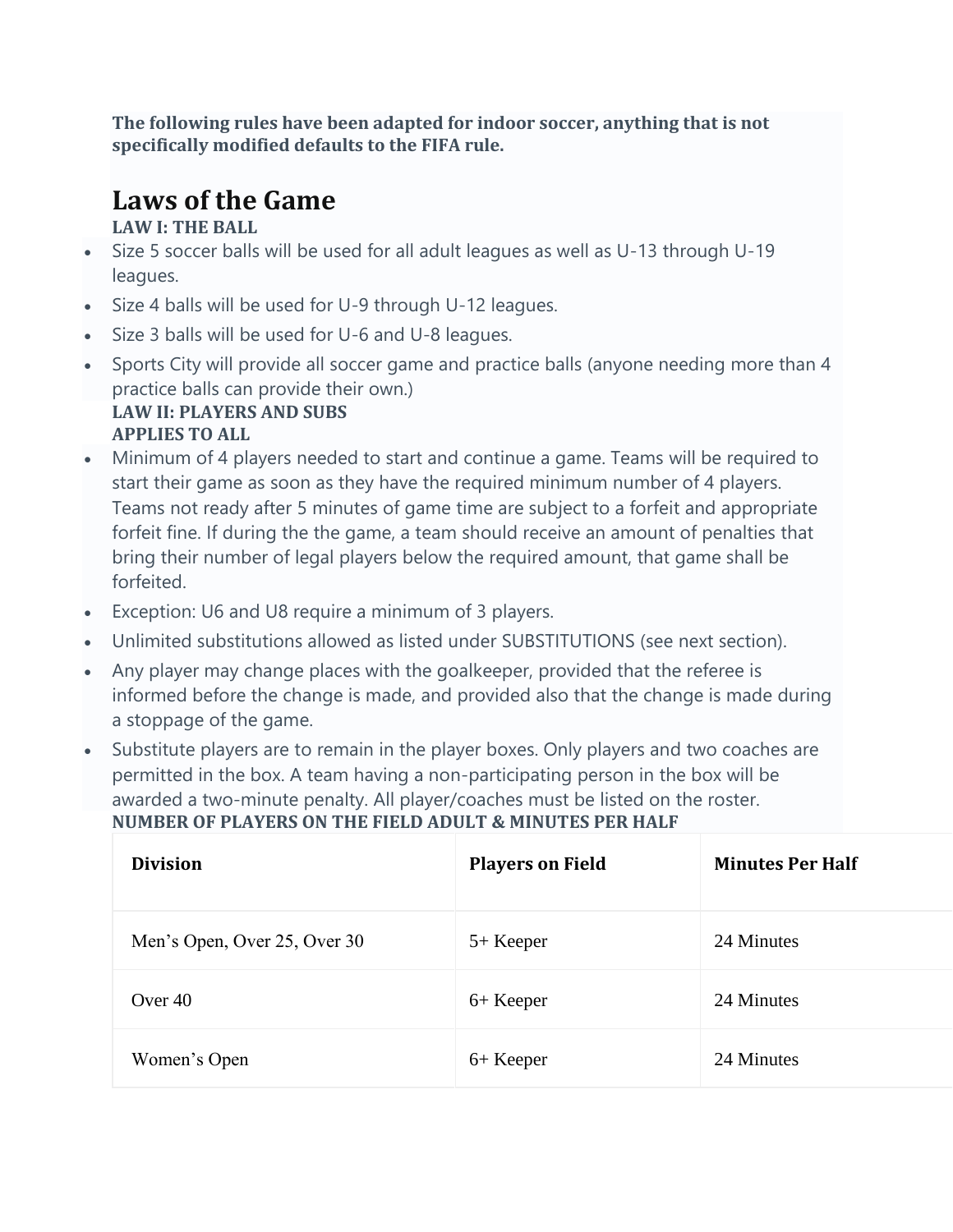**The following rules have been adapted for indoor soccer, anything that is not specifically modified defaults to the FIFA rule.**

# Laws of the Game

### LAW I: THE BALL

- Size 5 soccer balls will be used for all adult leagues as well as U-13 through U-19 leagues.
- Size 4 balls will be used for U-9 through U-12 leagues.
- Size 3 balls will be used for U-6 and U-8 leagues.
- Sports City will provide all soccer game and practice balls (anyone needing more than 4 practice balls can provide their own.)

### LAW II: PLAYERS AND SUBS

**APPLIES TO ALL**

- Minimum of 4 players needed to start and continue a game. Teams will be required to start their game as soon as they have the required minimum number of 4 players. Teams not ready after 5 minutes of game time are subject to a forfeit and appropriate forfeit fine. If during the the game, a team should receive an amount of penalties that bring their number of legal players below the required amount, that game shall be forfeited.
- Exception: U6 and U8 require a minimum of 3 players.
- Unlimited substitutions allowed as listed under SUBSTITUTIONS (see next section).
- Any player may change places with the goalkeeper, provided that the referee is informed before the change is made, and provided also that the change is made during a stoppage of the game.
- Substitute players are to remain in the player boxes. Only players and two coaches are permitted in the box. A team having a non-participating person in the box will be awarded a two-minute penalty. All player/coaches must be listed on the roster.

**NUMBER OF PLAYERS ON THE FIELD ADULT & MINUTES PER HALF**

| Division | Players on Field | Minutes Per Half |
| --- | --- | --- |
| Men's Open, Over 25, Over 30 | 5+ Keeper | 24 Minutes |
| Over 40 | 6+ Keeper | 24 Minutes |
| Women's Open | 6+ Keeper | 24 Minutes |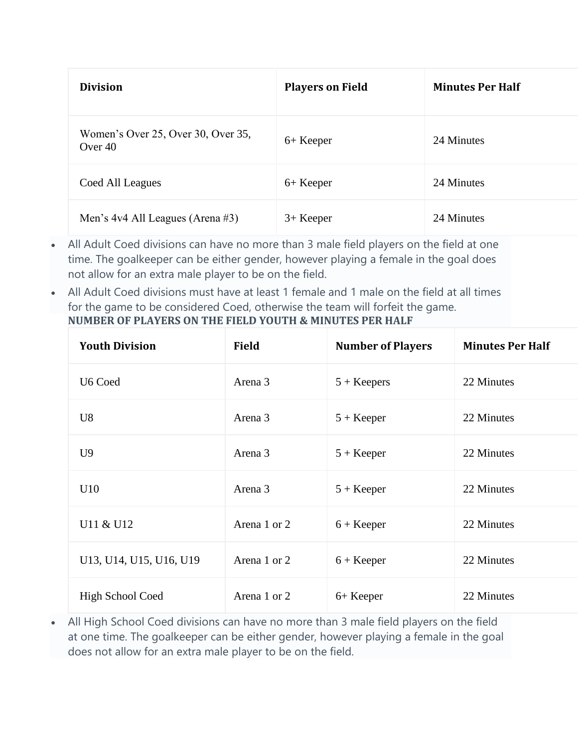| Division | Players on Field | Minutes Per Half |
|---|---|---|
| Women's Over 25, Over 30, Over 35, Over 40 | 6+ Keeper | 24 Minutes |
| Coed All Leagues | 6+ Keeper | 24 Minutes |
| Men's 4v4 All Leagues (Arena #3) | 3+ Keeper | 24 Minutes |

- All Adult Coed divisions can have no more than 3 male field players on the field at one time. The goalkeeper can be either gender, however playing a female in the goal does not allow for an extra male player to be on the field.
- All Adult Coed divisions must have at least 1 female and 1 male on the field at all times for the game to be considered Coed, otherwise the team will forfeit the game.

**NUMBER OF PLAYERS ON THE FIELD YOUTH & MINUTES PER HALF**

| Youth Division | Field | Number of Players | Minutes Per Half |
|---|---|---|---|
| U6 Coed | Arena 3 | 5 + Keepers | 22 Minutes |
| U8 | Arena 3 | 5 + Keeper | 22 Minutes |
| U9 | Arena 3 | 5 + Keeper | 22 Minutes |
| U10 | Arena 3 | 5 + Keeper | 22 Minutes |
| U11 & U12 | Arena 1 or 2 | 6 + Keeper | 22 Minutes |
| U13, U14, U15, U16, U19 | Arena 1 or 2 | 6 + Keeper | 22 Minutes |
| High School Coed | Arena 1 or 2 | 6+ Keeper | 22 Minutes |

- All High School Coed divisions can have no more than 3 male field players on the field at one time. The goalkeeper can be either gender, however playing a female in the goal does not allow for an extra male player to be on the field.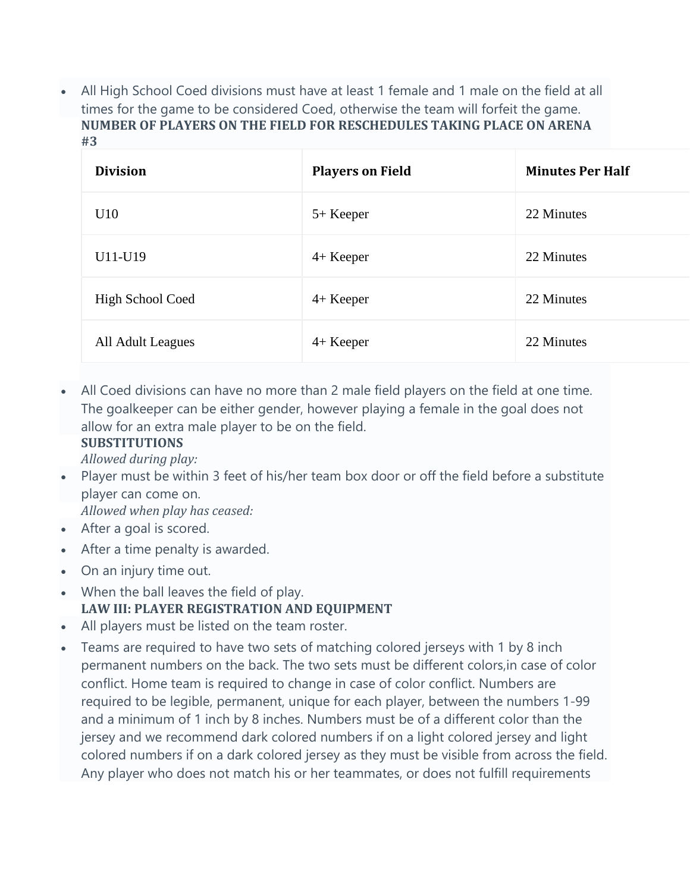- All High School Coed divisions must have at least 1 female and 1 male on the field at all times for the game to be considered Coed, otherwise the team will forfeit the game.

**NUMBER OF PLAYERS ON THE FIELD FOR RESCHEDULES TAKING PLACE ON ARENA #3**

| Division | Players on Field | Minutes Per Half |
|---|---|---|
| U10 | 5+ Keeper | 22 Minutes |
| U11-U19 | 4+ Keeper | 22 Minutes |
| High School Coed | 4+ Keeper | 22 Minutes |
| All Adult Leagues | 4+ Keeper | 22 Minutes |

- All Coed divisions can have no more than 2 male field players on the field at one time. The goalkeeper can be either gender, however playing a female in the goal does not allow for an extra male player to be on the field.

**SUBSTITUTIONS**

*Allowed during play:*

- Player must be within 3 feet of his/her team box door or off the field before a substitute player can come on.

*Allowed when play has ceased:*

- After a goal is scored.
- After a time penalty is awarded.
- On an injury time out.
- When the ball leaves the field of play.

**LAW III: PLAYER REGISTRATION AND EQUIPMENT**

- All players must be listed on the team roster.
- Teams are required to have two sets of matching colored jerseys with 1 by 8 inch permanent numbers on the back. The two sets must be different colors,in case of color conflict. Home team is required to change in case of color conflict. Numbers are required to be legible, permanent, unique for each player, between the numbers 1-99 and a minimum of 1 inch by 8 inches. Numbers must be of a different color than the jersey and we recommend dark colored numbers if on a light colored jersey and light colored numbers if on a dark colored jersey as they must be visible from across the field. Any player who does not match his or her teammates, or does not fulfill requirements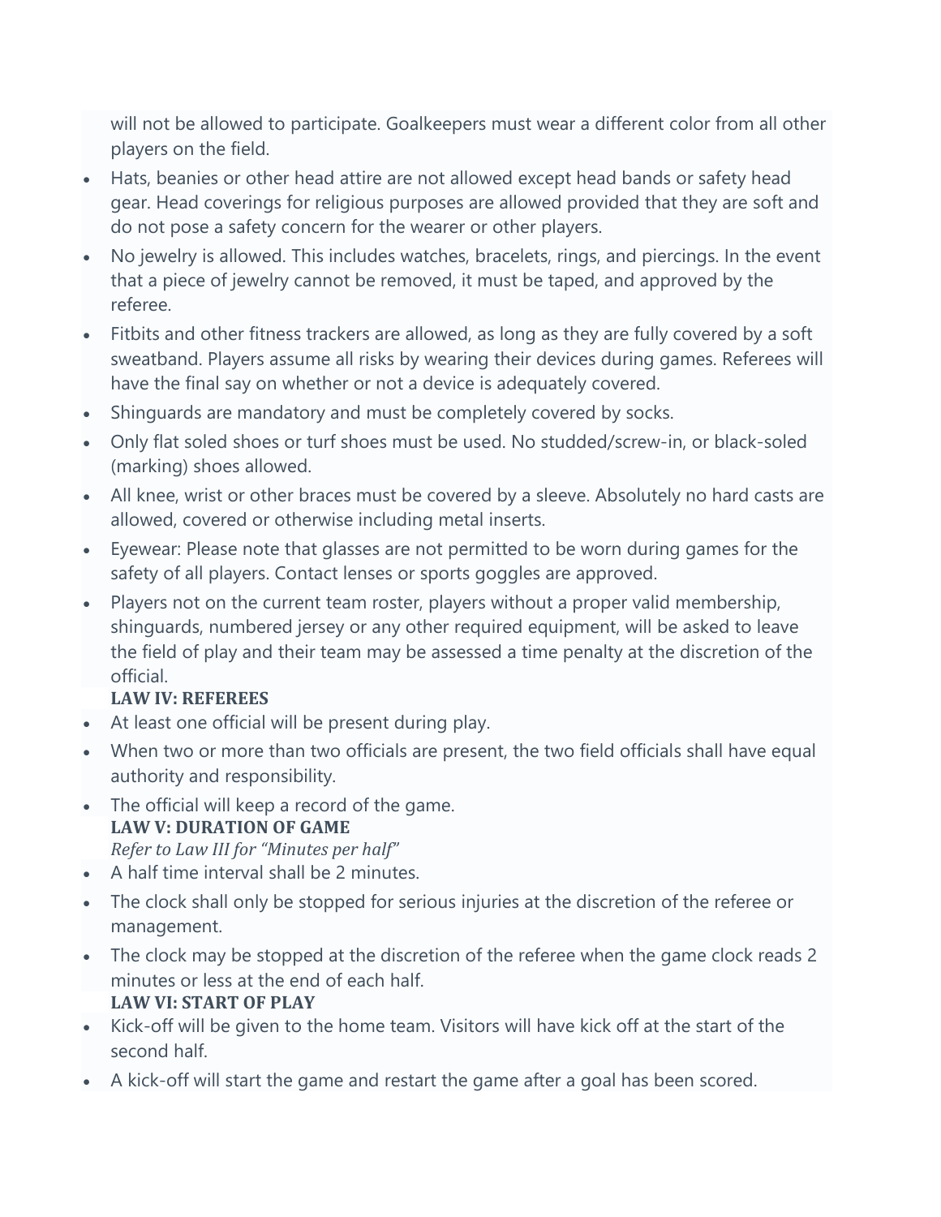will not be allowed to participate. Goalkeepers must wear a different color from all other players on the field.

- Hats, beanies or other head attire are not allowed except head bands or safety head gear. Head coverings for religious purposes are allowed provided that they are soft and do not pose a safety concern for the wearer or other players.
- No jewelry is allowed. This includes watches, bracelets, rings, and piercings. In the event that a piece of jewelry cannot be removed, it must be taped, and approved by the referee.
- Fitbits and other fitness trackers are allowed, as long as they are fully covered by a soft sweatband. Players assume all risks by wearing their devices during games. Referees will have the final say on whether or not a device is adequately covered.
- Shinguards are mandatory and must be completely covered by socks.
- Only flat soled shoes or turf shoes must be used. No studded/screw-in, or black-soled (marking) shoes allowed.
- All knee, wrist or other braces must be covered by a sleeve. Absolutely no hard casts are allowed, covered or otherwise including metal inserts.
- Eyewear: Please note that glasses are not permitted to be worn during games for the safety of all players. Contact lenses or sports goggles are approved.
- Players not on the current team roster, players without a proper valid membership, shinguards, numbered jersey or any other required equipment, will be asked to leave the field of play and their team may be assessed a time penalty at the discretion of the official.

**LAW IV: REFEREES**

- At least one official will be present during play.
- When two or more than two officials are present, the two field officials shall have equal authority and responsibility.
- The official will keep a record of the game.

**LAW V: DURATION OF GAME**

*Refer to Law III for "Minutes per half"*

- A half time interval shall be 2 minutes.
- The clock shall only be stopped for serious injuries at the discretion of the referee or management.
- The clock may be stopped at the discretion of the referee when the game clock reads 2 minutes or less at the end of each half.

**LAW VI: START OF PLAY**

- Kick-off will be given to the home team. Visitors will have kick off at the start of the second half.
- A kick-off will start the game and restart the game after a goal has been scored.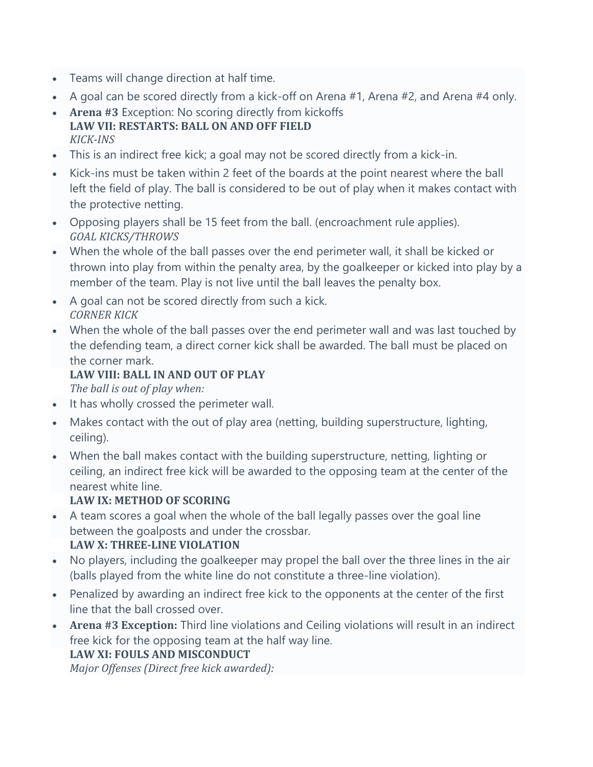- Teams will change direction at half time.
- A goal can be scored directly from a kick-off on Arena #1, Arena #2, and Arena #4 only.
- **Arena #3** Exception: No scoring directly from kickoffs

**LAW VII: RESTARTS: BALL ON AND OFF FIELD**

*KICK-INS*

- This is an indirect free kick; a goal may not be scored directly from a kick-in.
- Kick-ins must be taken within 2 feet of the boards at the point nearest where the ball left the field of play. The ball is considered to be out of play when it makes contact with the protective netting.
- Opposing players shall be 15 feet from the ball. (encroachment rule applies).

*GOAL KICKS/THROWS*

- When the whole of the ball passes over the end perimeter wall, it shall be kicked or thrown into play from within the penalty area, by the goalkeeper or kicked into play by a member of the team. Play is not live until the ball leaves the penalty box.
- A goal can not be scored directly from such a kick.

*CORNER KICK*

- When the whole of the ball passes over the end perimeter wall and was last touched by the defending team, a direct corner kick shall be awarded. The ball must be placed on the corner mark.

**LAW VIII: BALL IN AND OUT OF PLAY**

*The ball is out of play when:*

- It has wholly crossed the perimeter wall.
- Makes contact with the out of play area (netting, building superstructure, lighting, ceiling).
- When the ball makes contact with the building superstructure, netting, lighting or ceiling, an indirect free kick will be awarded to the opposing team at the center of the nearest white line.

**LAW IX: METHOD OF SCORING**

- A team scores a goal when the whole of the ball legally passes over the goal line between the goalposts and under the crossbar.

**LAW X: THREE-LINE VIOLATION**

- No players, including the goalkeeper may propel the ball over the three lines in the air (balls played from the white line do not constitute a three-line violation).
- Penalized by awarding an indirect free kick to the opponents at the center of the first line that the ball crossed over.
- **Arena #3 Exception:** Third line violations and Ceiling violations will result in an indirect free kick for the opposing team at the half way line.

**LAW XI: FOULS AND MISCONDUCT**

*Major Offenses (Direct free kick awarded):*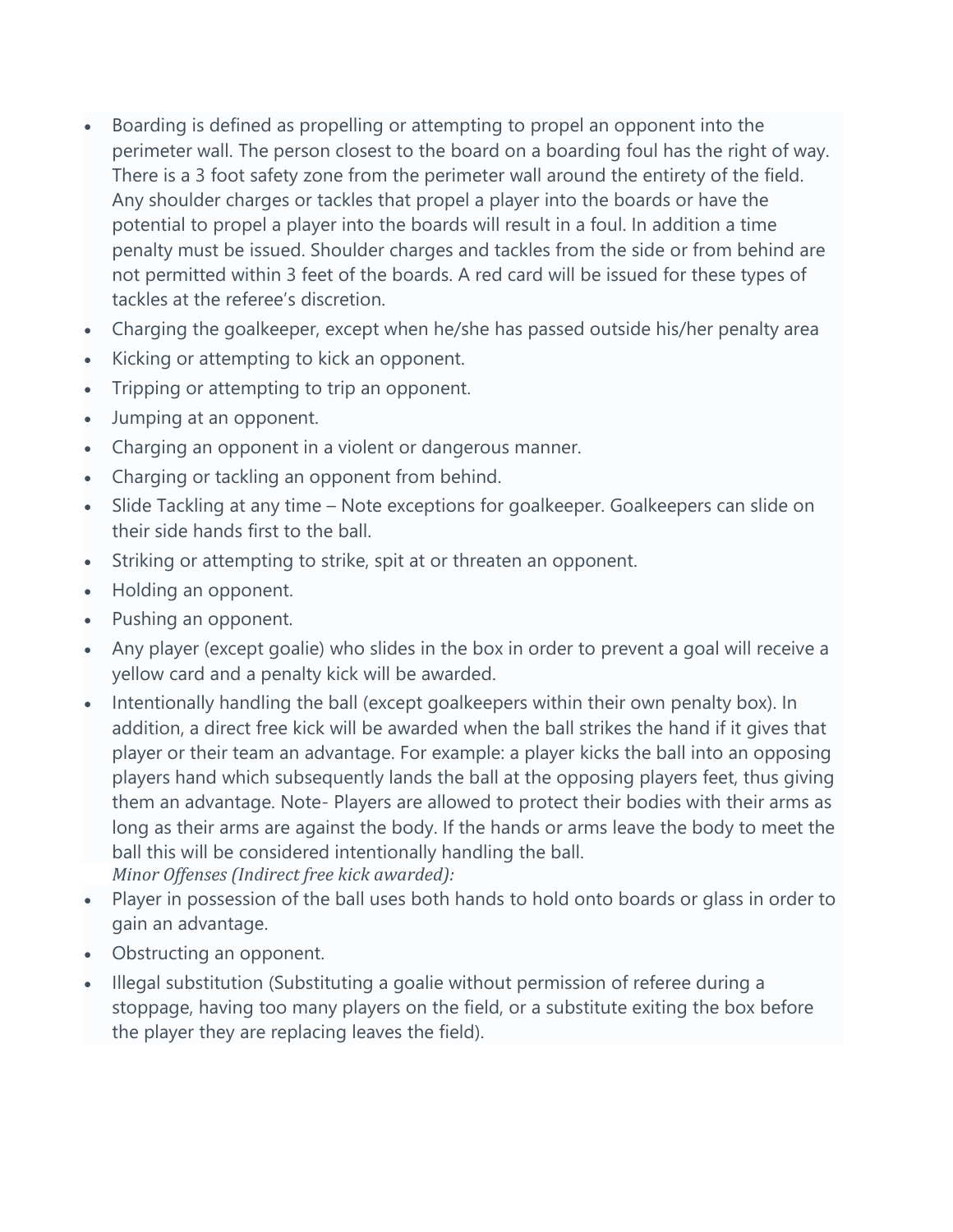- Boarding is defined as propelling or attempting to propel an opponent into the perimeter wall. The person closest to the board on a boarding foul has the right of way. There is a 3 foot safety zone from the perimeter wall around the entirety of the field. Any shoulder charges or tackles that propel a player into the boards or have the potential to propel a player into the boards will result in a foul. In addition a time penalty must be issued. Shoulder charges and tackles from the side or from behind are not permitted within 3 feet of the boards. A red card will be issued for these types of tackles at the referee's discretion.
- Charging the goalkeeper, except when he/she has passed outside his/her penalty area
- Kicking or attempting to kick an opponent.
- Tripping or attempting to trip an opponent.
- Jumping at an opponent.
- Charging an opponent in a violent or dangerous manner.
- Charging or tackling an opponent from behind.
- Slide Tackling at any time – Note exceptions for goalkeeper. Goalkeepers can slide on their side hands first to the ball.
- Striking or attempting to strike, spit at or threaten an opponent.
- Holding an opponent.
- Pushing an opponent.
- Any player (except goalie) who slides in the box in order to prevent a goal will receive a yellow card and a penalty kick will be awarded.
- Intentionally handling the ball (except goalkeepers within their own penalty box). In addition, a direct free kick will be awarded when the ball strikes the hand if it gives that player or their team an advantage. For example: a player kicks the ball into an opposing players hand which subsequently lands the ball at the opposing players feet, thus giving them an advantage. Note- Players are allowed to protect their bodies with their arms as long as their arms are against the body. If the hands or arms leave the body to meet the ball this will be considered intentionally handling the ball.

*Minor Offenses (Indirect free kick awarded):*

- Player in possession of the ball uses both hands to hold onto boards or glass in order to gain an advantage.
- Obstructing an opponent.
- Illegal substitution (Substituting a goalie without permission of referee during a stoppage, having too many players on the field, or a substitute exiting the box before the player they are replacing leaves the field).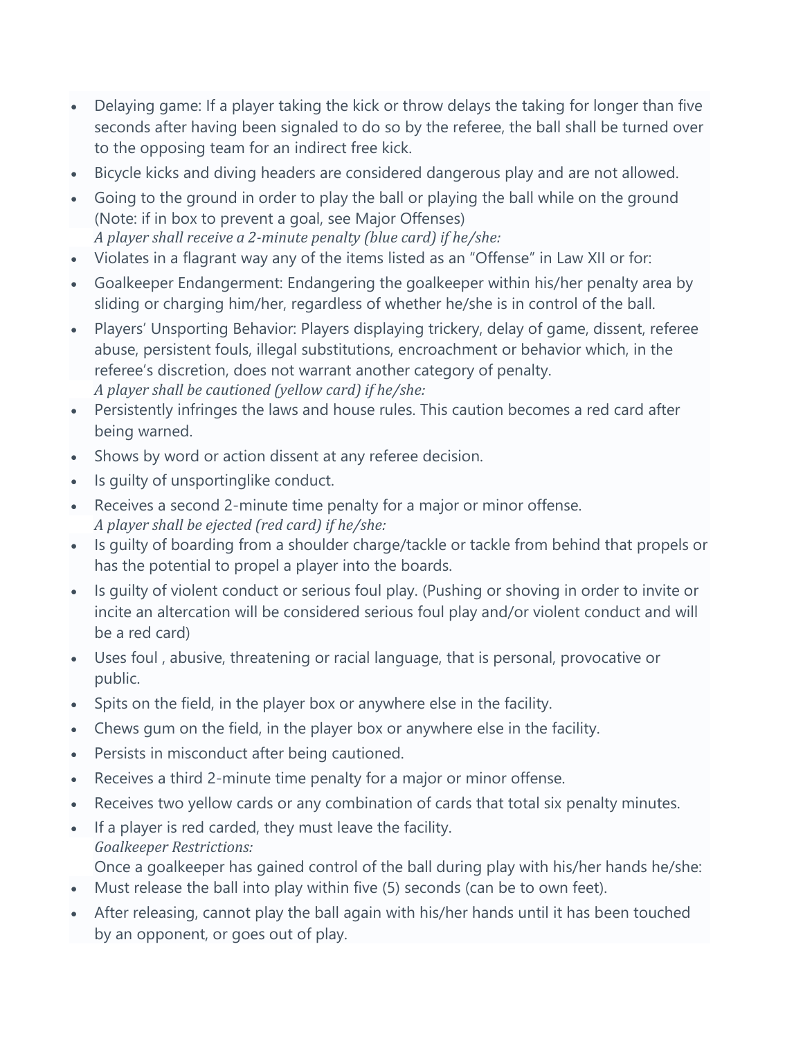- Delaying game: If a player taking the kick or throw delays the taking for longer than five seconds after having been signaled to do so by the referee, the ball shall be turned over to the opposing team for an indirect free kick.
- Bicycle kicks and diving headers are considered dangerous play and are not allowed.
- Going to the ground in order to play the ball or playing the ball while on the ground (Note: if in box to prevent a goal, see Major Offenses)
  *A player shall receive a 2-minute penalty (blue card) if he/she:*
- Violates in a flagrant way any of the items listed as an "Offense" in Law XII or for:
- Goalkeeper Endangerment: Endangering the goalkeeper within his/her penalty area by sliding or charging him/her, regardless of whether he/she is in control of the ball.
- Players' Unsporting Behavior: Players displaying trickery, delay of game, dissent, referee abuse, persistent fouls, illegal substitutions, encroachment or behavior which, in the referee's discretion, does not warrant another category of penalty.
  *A player shall be cautioned (yellow card) if he/she:*
- Persistently infringes the laws and house rules. This caution becomes a red card after being warned.
- Shows by word or action dissent at any referee decision.
- Is guilty of unsportinglike conduct.
- Receives a second 2-minute time penalty for a major or minor offense.
  *A player shall be ejected (red card) if he/she:*
- Is guilty of boarding from a shoulder charge/tackle or tackle from behind that propels or has the potential to propel a player into the boards.
- Is guilty of violent conduct or serious foul play. (Pushing or shoving in order to invite or incite an altercation will be considered serious foul play and/or violent conduct and will be a red card)
- Uses foul , abusive, threatening or racial language, that is personal, provocative or public.
- Spits on the field, in the player box or anywhere else in the facility.
- Chews gum on the field, in the player box or anywhere else in the facility.
- Persists in misconduct after being cautioned.
- Receives a third 2-minute time penalty for a major or minor offense.
- Receives two yellow cards or any combination of cards that total six penalty minutes.
- If a player is red carded, they must leave the facility.
  *Goalkeeper Restrictions:*
  Once a goalkeeper has gained control of the ball during play with his/her hands he/she:
- Must release the ball into play within five (5) seconds (can be to own feet).
- After releasing, cannot play the ball again with his/her hands until it has been touched by an opponent, or goes out of play.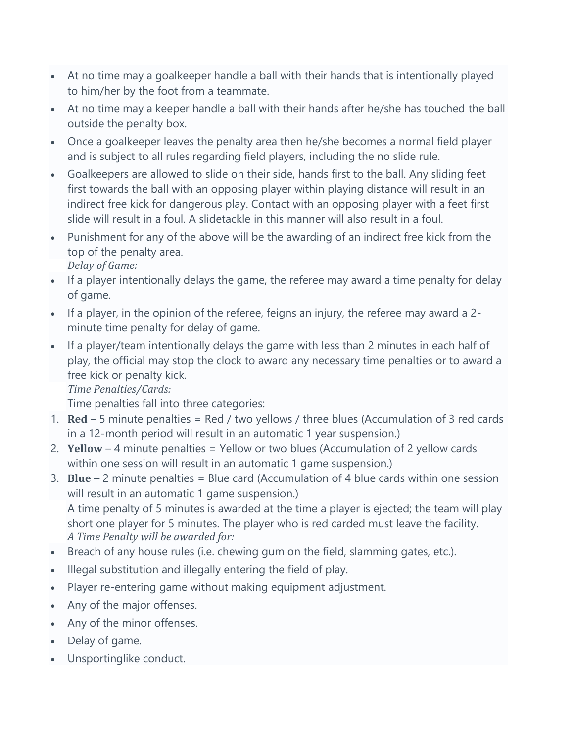- At no time may a goalkeeper handle a ball with their hands that is intentionally played to him/her by the foot from a teammate.
- At no time may a keeper handle a ball with their hands after he/she has touched the ball outside the penalty box.
- Once a goalkeeper leaves the penalty area then he/she becomes a normal field player and is subject to all rules regarding field players, including the no slide rule.
- Goalkeepers are allowed to slide on their side, hands first to the ball. Any sliding feet first towards the ball with an opposing player within playing distance will result in an indirect free kick for dangerous play. Contact with an opposing player with a feet first slide will result in a foul. A slidetackle in this manner will also result in a foul.
- Punishment for any of the above will be the awarding of an indirect free kick from the top of the penalty area.

*Delay of Game:*

- If a player intentionally delays the game, the referee may award a time penalty for delay of game.
- If a player, in the opinion of the referee, feigns an injury, the referee may award a 2-minute time penalty for delay of game.
- If a player/team intentionally delays the game with less than 2 minutes in each half of play, the official may stop the clock to award any necessary time penalties or to award a free kick or penalty kick.

*Time Penalties/Cards:*

Time penalties fall into three categories:

1. **Red** – 5 minute penalties = Red / two yellows / three blues (Accumulation of 3 red cards in a 12-month period will result in an automatic 1 year suspension.)
2. **Yellow** – 4 minute penalties = Yellow or two blues (Accumulation of 2 yellow cards within one session will result in an automatic 1 game suspension.)
3. **Blue** – 2 minute penalties = Blue card (Accumulation of 4 blue cards within one session will result in an automatic 1 game suspension.)

   A time penalty of 5 minutes is awarded at the time a player is ejected; the team will play short one player for 5 minutes. The player who is red carded must leave the facility.

*A Time Penalty will be awarded for:*

- Breach of any house rules (i.e. chewing gum on the field, slamming gates, etc.).
- Illegal substitution and illegally entering the field of play.
- Player re-entering game without making equipment adjustment.
- Any of the major offenses.
- Any of the minor offenses.
- Delay of game.
- Unsportinglike conduct.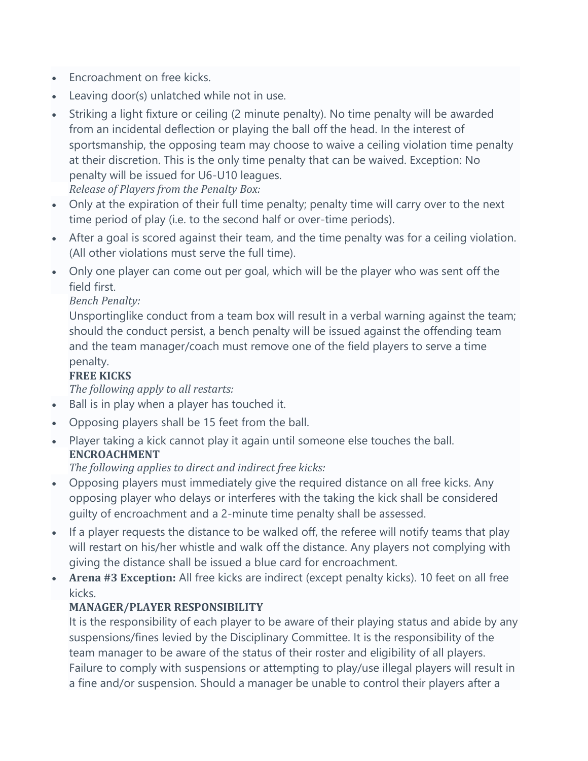- Encroachment on free kicks.
- Leaving door(s) unlatched while not in use.
- Striking a light fixture or ceiling (2 minute penalty). No time penalty will be awarded from an incidental deflection or playing the ball off the head. In the interest of sportsmanship, the opposing team may choose to waive a ceiling violation time penalty at their discretion. This is the only time penalty that can be waived. Exception: No penalty will be issued for U6-U10 leagues.

*Release of Players from the Penalty Box:*

- Only at the expiration of their full time penalty; penalty time will carry over to the next time period of play (i.e. to the second half or over-time periods).
- After a goal is scored against their team, and the time penalty was for a ceiling violation. (All other violations must serve the full time).
- Only one player can come out per goal, which will be the player who was sent off the field first.

*Bench Penalty:*

Unsportinglike conduct from a team box will result in a verbal warning against the team; should the conduct persist, a bench penalty will be issued against the offending team and the team manager/coach must remove one of the field players to serve a time penalty.

**FREE KICKS**

*The following apply to all restarts:*

- Ball is in play when a player has touched it.
- Opposing players shall be 15 feet from the ball.
- Player taking a kick cannot play it again until someone else touches the ball.

**ENCROACHMENT**

*The following applies to direct and indirect free kicks:*

- Opposing players must immediately give the required distance on all free kicks. Any opposing player who delays or interferes with the taking the kick shall be considered guilty of encroachment and a 2-minute time penalty shall be assessed.
- If a player requests the distance to be walked off, the referee will notify teams that play will restart on his/her whistle and walk off the distance. Any players not complying with giving the distance shall be issued a blue card for encroachment.
- **Arena #3 Exception:** All free kicks are indirect (except penalty kicks). 10 feet on all free kicks.

**MANAGER/PLAYER RESPONSIBILITY**

It is the responsibility of each player to be aware of their playing status and abide by any suspensions/fines levied by the Disciplinary Committee. It is the responsibility of the team manager to be aware of the status of their roster and eligibility of all players. Failure to comply with suspensions or attempting to play/use illegal players will result in a fine and/or suspension. Should a manager be unable to control their players after a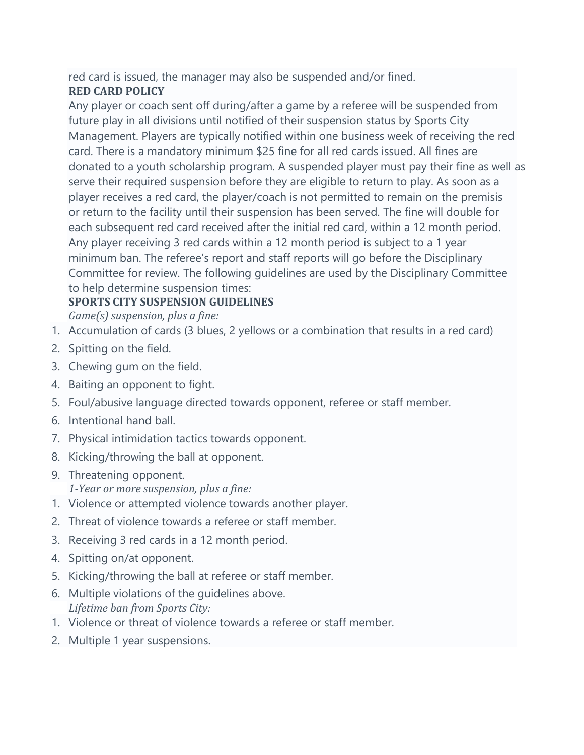red card is issued, the manager may also be suspended and/or fined.

**RED CARD POLICY**

Any player or coach sent off during/after a game by a referee will be suspended from future play in all divisions until notified of their suspension status by Sports City Management. Players are typically notified within one business week of receiving the red card. There is a mandatory minimum $25 fine for all red cards issued. All fines are donated to a youth scholarship program. A suspended player must pay their fine as well as serve their required suspension before they are eligible to return to play. As soon as a player receives a red card, the player/coach is not permitted to remain on the premisis or return to the facility until their suspension has been served. The fine will double for each subsequent red card received after the initial red card, within a 12 month period. Any player receiving 3 red cards within a 12 month period is subject to a 1 year minimum ban. The referee's report and staff reports will go before the Disciplinary Committee for review. The following guidelines are used by the Disciplinary Committee to help determine suspension times:

**SPORTS CITY SUSPENSION GUIDELINES**

*Game(s) suspension, plus a fine:*

1. Accumulation of cards (3 blues, 2 yellows or a combination that results in a red card)
2. Spitting on the field.
3. Chewing gum on the field.
4. Baiting an opponent to fight.
5. Foul/abusive language directed towards opponent, referee or staff member.
6. Intentional hand ball.
7. Physical intimidation tactics towards opponent.
8. Kicking/throwing the ball at opponent.
9. Threatening opponent.

*1-Year or more suspension, plus a fine:*

1. Violence or attempted violence towards another player.
2. Threat of violence towards a referee or staff member.
3. Receiving 3 red cards in a 12 month period.
4. Spitting on/at opponent.
5. Kicking/throwing the ball at referee or staff member.
6. Multiple violations of the guidelines above.

*Lifetime ban from Sports City:*

1. Violence or threat of violence towards a referee or staff member.
2. Multiple 1 year suspensions.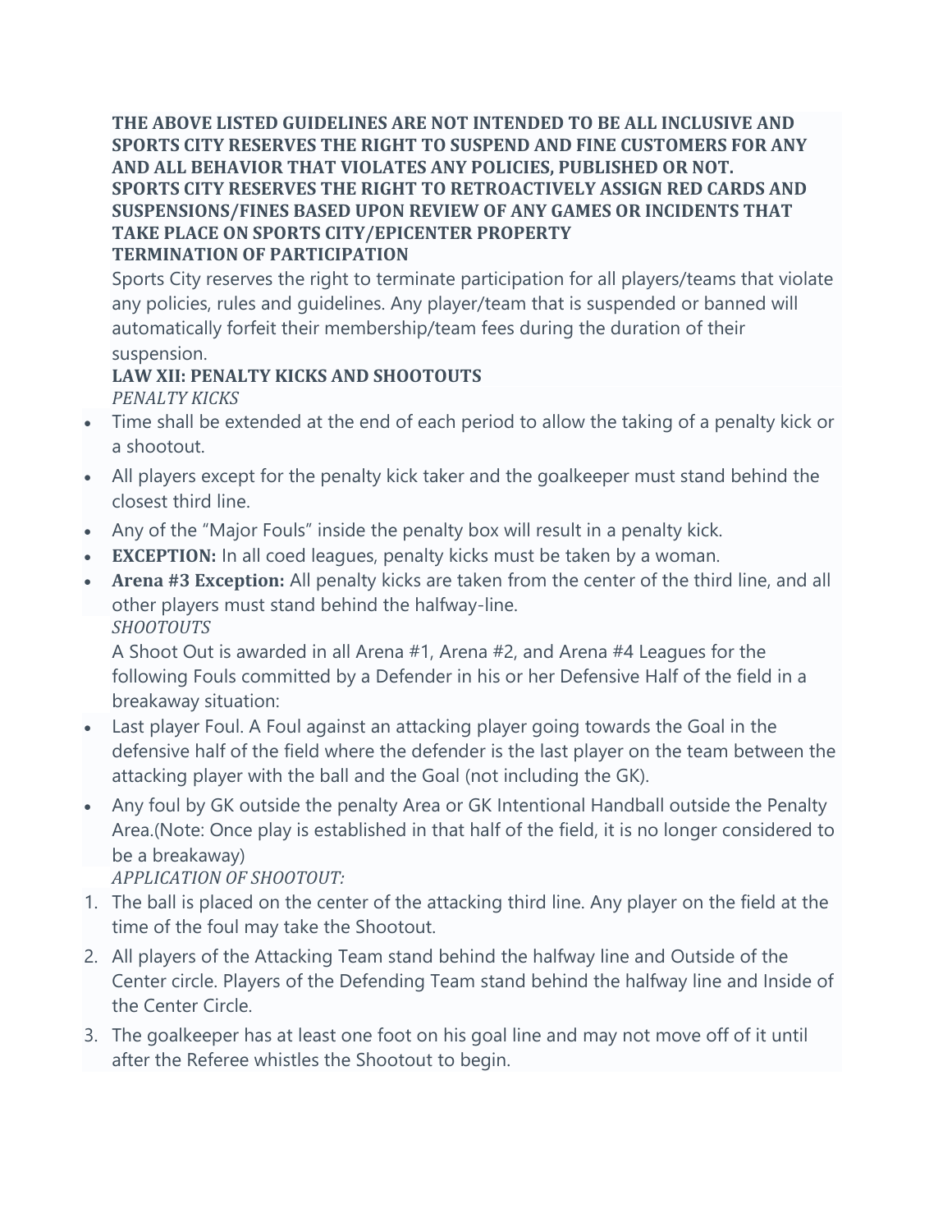**THE ABOVE LISTED GUIDELINES ARE NOT INTENDED TO BE ALL INCLUSIVE AND SPORTS CITY RESERVES THE RIGHT TO SUSPEND AND FINE CUSTOMERS FOR ANY AND ALL BEHAVIOR THAT VIOLATES ANY POLICIES, PUBLISHED OR NOT.**
**SPORTS CITY RESERVES THE RIGHT TO RETROACTIVELY ASSIGN RED CARDS AND SUSPENSIONS/FINES BASED UPON REVIEW OF ANY GAMES OR INCIDENTS THAT TAKE PLACE ON SPORTS CITY/EPICENTER PROPERTY**

**TERMINATION OF PARTICIPATION**

Sports City reserves the right to terminate participation for all players/teams that violate any policies, rules and guidelines. Any player/team that is suspended or banned will automatically forfeit their membership/team fees during the duration of their suspension.

**LAW XII: PENALTY KICKS AND SHOOTOUTS**

*PENALTY KICKS*

- Time shall be extended at the end of each period to allow the taking of a penalty kick or a shootout.
- All players except for the penalty kick taker and the goalkeeper must stand behind the closest third line.
- Any of the "Major Fouls" inside the penalty box will result in a penalty kick.
- **EXCEPTION:** In all coed leagues, penalty kicks must be taken by a woman.
- **Arena #3 Exception:** All penalty kicks are taken from the center of the third line, and all other players must stand behind the halfway-line.

*SHOOTOUTS*

A Shoot Out is awarded in all Arena #1, Arena #2, and Arena #4 Leagues for the following Fouls committed by a Defender in his or her Defensive Half of the field in a breakaway situation:

- Last player Foul. A Foul against an attacking player going towards the Goal in the defensive half of the field where the defender is the last player on the team between the attacking player with the ball and the Goal (not including the GK).
- Any foul by GK outside the penalty Area or GK Intentional Handball outside the Penalty Area.(Note: Once play is established in that half of the field, it is no longer considered to be a breakaway)

*APPLICATION OF SHOOTOUT:*

1. The ball is placed on the center of the attacking third line. Any player on the field at the time of the foul may take the Shootout.
2. All players of the Attacking Team stand behind the halfway line and Outside of the Center circle. Players of the Defending Team stand behind the halfway line and Inside of the Center Circle.
3. The goalkeeper has at least one foot on his goal line and may not move off of it until after the Referee whistles the Shootout to begin.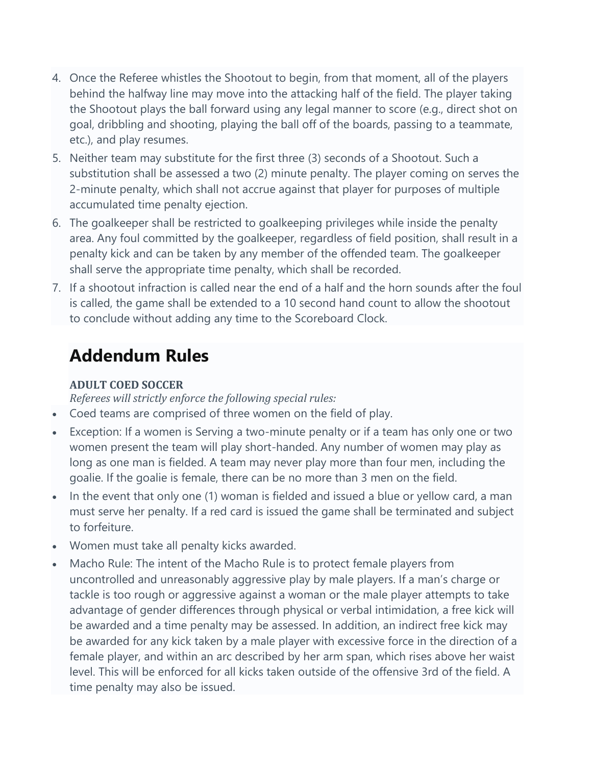4. Once the Referee whistles the Shootout to begin, from that moment, all of the players behind the halfway line may move into the attacking half of the field. The player taking the Shootout plays the ball forward using any legal manner to score (e.g., direct shot on goal, dribbling and shooting, playing the ball off of the boards, passing to a teammate, etc.), and play resumes.
5. Neither team may substitute for the first three (3) seconds of a Shootout. Such a substitution shall be assessed a two (2) minute penalty. The player coming on serves the 2-minute penalty, which shall not accrue against that player for purposes of multiple accumulated time penalty ejection.
6. The goalkeeper shall be restricted to goalkeeping privileges while inside the penalty area. Any foul committed by the goalkeeper, regardless of field position, shall result in a penalty kick and can be taken by any member of the offended team. The goalkeeper shall serve the appropriate time penalty, which shall be recorded.
7. If a shootout infraction is called near the end of a half and the horn sounds after the foul is called, the game shall be extended to a 10 second hand count to allow the shootout to conclude without adding any time to the Scoreboard Clock.

# Addendum Rules

### ADULT COED SOCCER

*Referees will strictly enforce the following special rules:*

- Coed teams are comprised of three women on the field of play.
- Exception: If a women is Serving a two-minute penalty or if a team has only one or two women present the team will play short-handed. Any number of women may play as long as one man is fielded. A team may never play more than four men, including the goalie. If the goalie is female, there can be no more than 3 men on the field.
- In the event that only one (1) woman is fielded and issued a blue or yellow card, a man must serve her penalty. If a red card is issued the game shall be terminated and subject to forfeiture.
- Women must take all penalty kicks awarded.
- Macho Rule: The intent of the Macho Rule is to protect female players from uncontrolled and unreasonably aggressive play by male players. If a man's charge or tackle is too rough or aggressive against a woman or the male player attempts to take advantage of gender differences through physical or verbal intimidation, a free kick will be awarded and a time penalty may be assessed. In addition, an indirect free kick may be awarded for any kick taken by a male player with excessive force in the direction of a female player, and within an arc described by her arm span, which rises above her waist level. This will be enforced for all kicks taken outside of the offensive 3rd of the field. A time penalty may also be issued.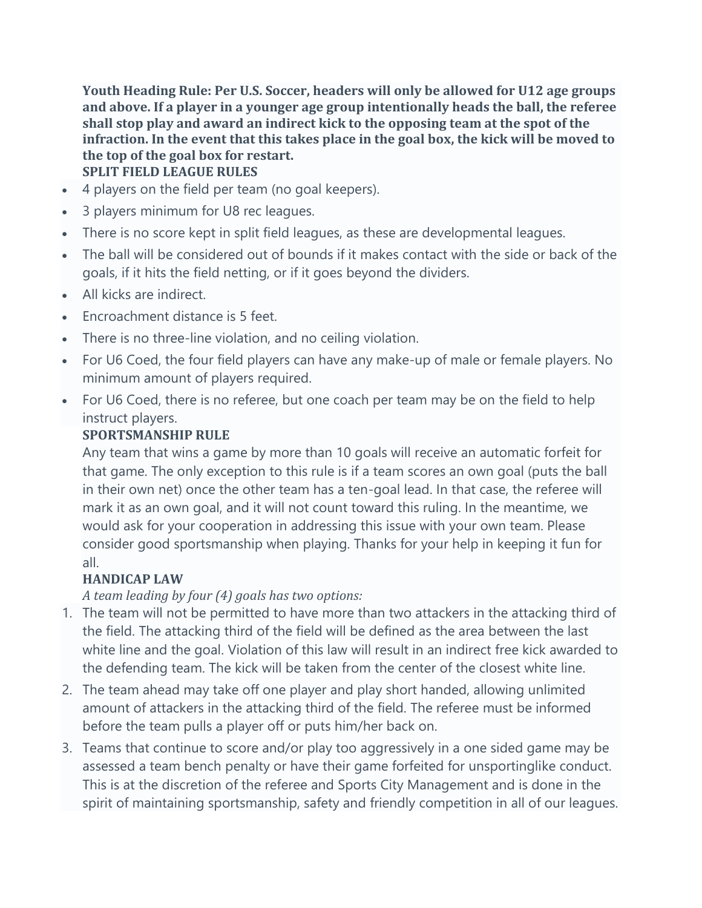**Youth Heading Rule: Per U.S. Soccer, headers will only be allowed for U12 age groups and above. If a player in a younger age group intentionally heads the ball, the referee shall stop play and award an indirect kick to the opposing team at the spot of the infraction. In the event that this takes place in the goal box, the kick will be moved to the top of the goal box for restart.**

**SPLIT FIELD LEAGUE RULES**

- 4 players on the field per team (no goal keepers).
- 3 players minimum for U8 rec leagues.
- There is no score kept in split field leagues, as these are developmental leagues.
- The ball will be considered out of bounds if it makes contact with the side or back of the goals, if it hits the field netting, or if it goes beyond the dividers.
- All kicks are indirect.
- Encroachment distance is 5 feet.
- There is no three-line violation, and no ceiling violation.
- For U6 Coed, the four field players can have any make-up of male or female players. No minimum amount of players required.
- For U6 Coed, there is no referee, but one coach per team may be on the field to help instruct players.

**SPORTSMANSHIP RULE**

Any team that wins a game by more than 10 goals will receive an automatic forfeit for that game. The only exception to this rule is if a team scores an own goal (puts the ball in their own net) once the other team has a ten-goal lead. In that case, the referee will mark it as an own goal, and it will not count toward this ruling. In the meantime, we would ask for your cooperation in addressing this issue with your own team. Please consider good sportsmanship when playing. Thanks for your help in keeping it fun for all.

**HANDICAP LAW**

*A team leading by four (4) goals has two options:*

1. The team will not be permitted to have more than two attackers in the attacking third of the field. The attacking third of the field will be defined as the area between the last white line and the goal. Violation of this law will result in an indirect free kick awarded to the defending team. The kick will be taken from the center of the closest white line.
2. The team ahead may take off one player and play short handed, allowing unlimited amount of attackers in the attacking third of the field. The referee must be informed before the team pulls a player off or puts him/her back on.
3. Teams that continue to score and/or play too aggressively in a one sided game may be assessed a team bench penalty or have their game forfeited for unsportinglike conduct. This is at the discretion of the referee and Sports City Management and is done in the spirit of maintaining sportsmanship, safety and friendly competition in all of our leagues.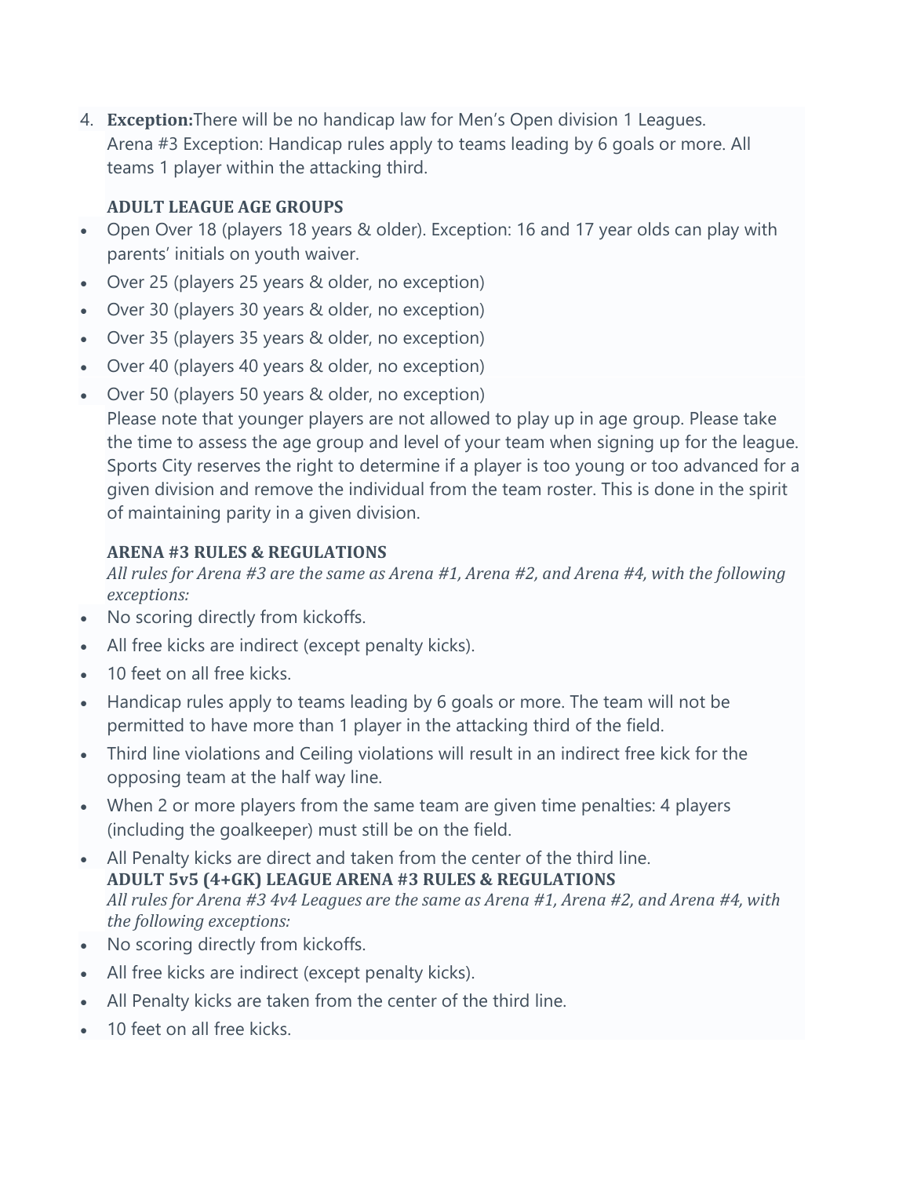4. **Exception:**There will be no handicap law for Men's Open division 1 Leagues.
   Arena #3 Exception: Handicap rules apply to teams leading by 6 goals or more. All teams 1 player within the attacking third.

**ADULT LEAGUE AGE GROUPS**

- Open Over 18 (players 18 years & older). Exception: 16 and 17 year olds can play with parents' initials on youth waiver.
- Over 25 (players 25 years & older, no exception)
- Over 30 (players 30 years & older, no exception)
- Over 35 (players 35 years & older, no exception)
- Over 40 (players 40 years & older, no exception)
- Over 50 (players 50 years & older, no exception)
  Please note that younger players are not allowed to play up in age group. Please take the time to assess the age group and level of your team when signing up for the league. Sports City reserves the right to determine if a player is too young or too advanced for a given division and remove the individual from the team roster. This is done in the spirit of maintaining parity in a given division.

**ARENA #3 RULES & REGULATIONS**

*All rules for Arena #3 are the same as Arena #1, Arena #2, and Arena #4, with the following exceptions:*

- No scoring directly from kickoffs.
- All free kicks are indirect (except penalty kicks).
- 10 feet on all free kicks.
- Handicap rules apply to teams leading by 6 goals or more. The team will not be permitted to have more than 1 player in the attacking third of the field.
- Third line violations and Ceiling violations will result in an indirect free kick for the opposing team at the half way line.
- When 2 or more players from the same team are given time penalties: 4 players (including the goalkeeper) must still be on the field.
- All Penalty kicks are direct and taken from the center of the third line.

**ADULT 5v5 (4+GK) LEAGUE ARENA #3 RULES & REGULATIONS**

*All rules for Arena #3 4v4 Leagues are the same as Arena #1, Arena #2, and Arena #4, with the following exceptions:*

- No scoring directly from kickoffs.
- All free kicks are indirect (except penalty kicks).
- All Penalty kicks are taken from the center of the third line.
- 10 feet on all free kicks.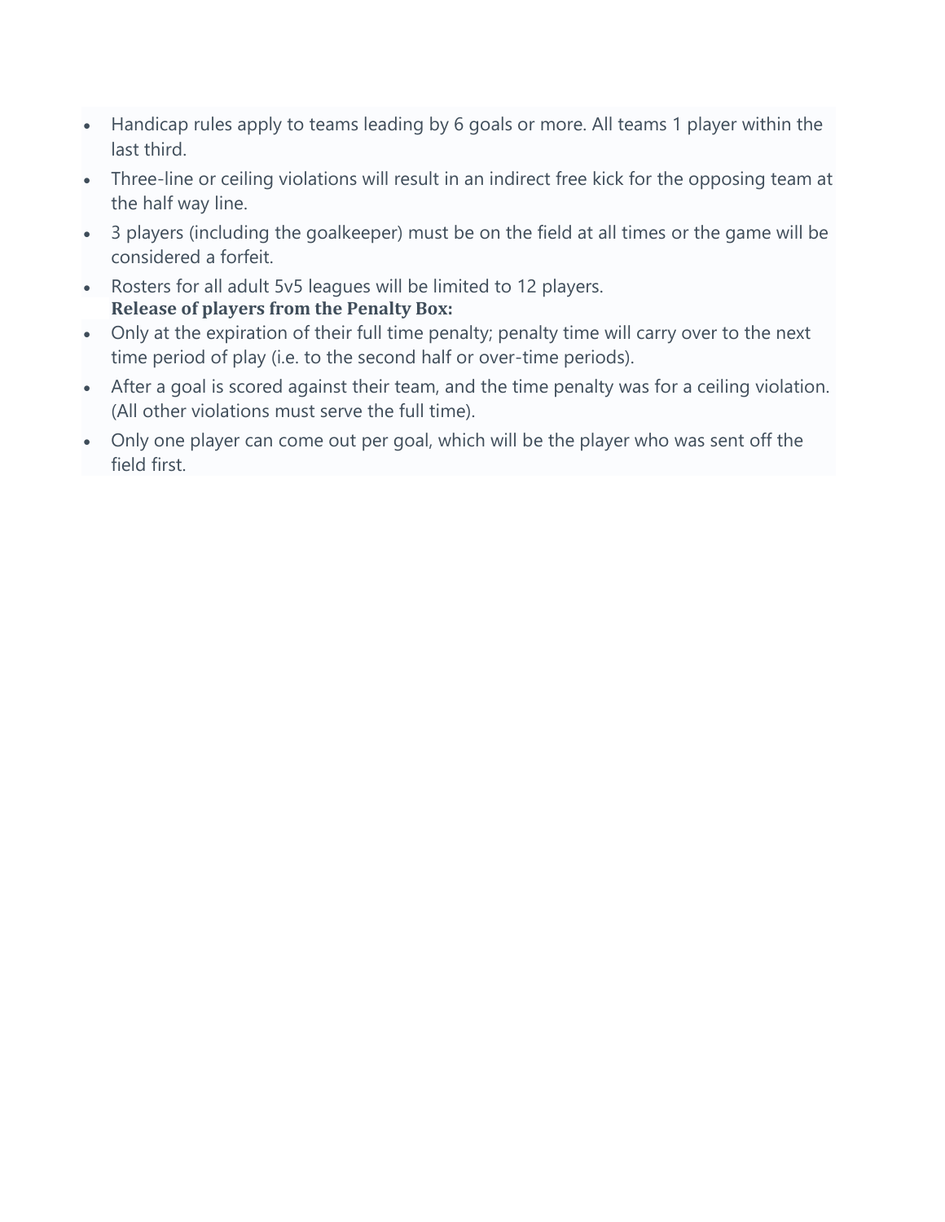- Handicap rules apply to teams leading by 6 goals or more. All teams 1 player within the last third.
- Three-line or ceiling violations will result in an indirect free kick for the opposing team at the half way line.
- 3 players (including the goalkeeper) must be on the field at all times or the game will be considered a forfeit.
- Rosters for all adult 5v5 leagues will be limited to 12 players.

**Release of players from the Penalty Box:**

- Only at the expiration of their full time penalty; penalty time will carry over to the next time period of play (i.e. to the second half or over-time periods).
- After a goal is scored against their team, and the time penalty was for a ceiling violation. (All other violations must serve the full time).
- Only one player can come out per goal, which will be the player who was sent off the field first.